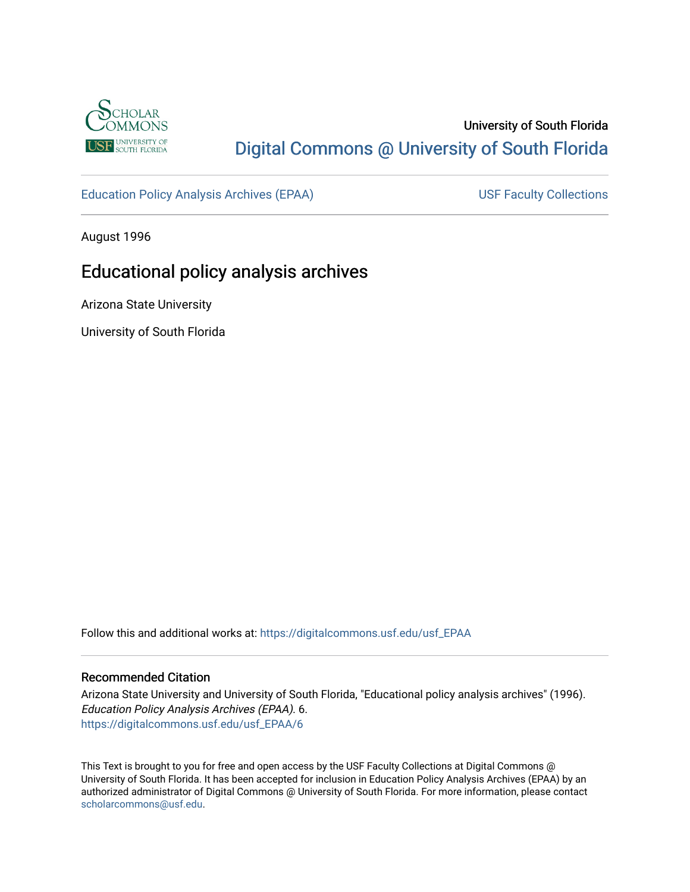University of South Florida

Digital Commons @ University of South Florida

Education Policy Analysis Archives (EPAA)

USF Faculty Collections

August 1996

# Educational policy analysis archives

Arizona State University

University of South Florida

Follow this and additional works at: https://digitalcommons.usf.edu/usf_EPAA

## Recommended Citation

Arizona State University and University of South Florida, "Educational policy analysis archives" (1996). *Education Policy Analysis Archives (EPAA)*. 6.
https://digitalcommons.usf.edu/usf_EPAA/6

This Text is brought to you for free and open access by the USF Faculty Collections at Digital Commons @ University of South Florida. It has been accepted for inclusion in Education Policy Analysis Archives (EPAA) by an authorized administrator of Digital Commons @ University of South Florida. For more information, please contact scholarcommons@usf.edu.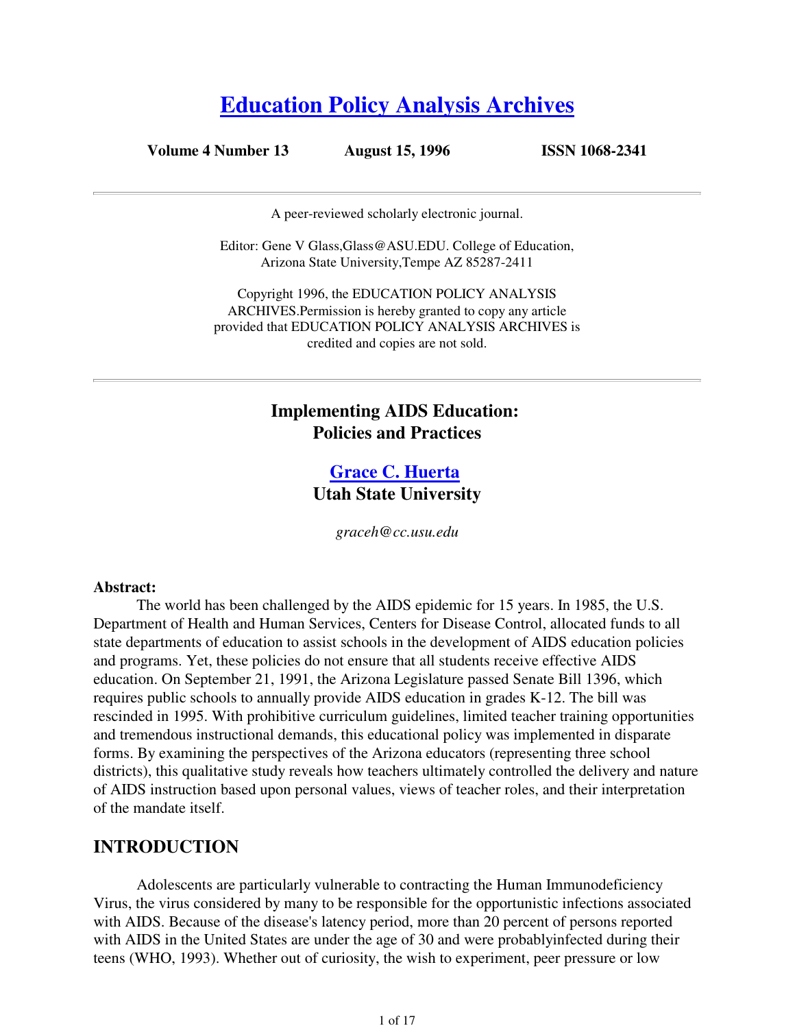# [Education Policy Analysis Archives](#)

**Volume 4 Number 13 August 15, 1996 ISSN 1068-2341**

A peer-reviewed scholarly electronic journal.

Editor: Gene V Glass,Glass@ASU.EDU. College of Education, Arizona State University,Tempe AZ 85287-2411

Copyright 1996, the EDUCATION POLICY ANALYSIS ARCHIVES.Permission is hereby granted to copy any article provided that EDUCATION POLICY ANALYSIS ARCHIVES is credited and copies are not sold.

## Implementing AIDS Education: Policies and Practices

**[Grace C. Huerta](#)**
**Utah State University**

*graceh@cc.usu.edu*

**Abstract:**

The world has been challenged by the AIDS epidemic for 15 years. In 1985, the U.S. Department of Health and Human Services, Centers for Disease Control, allocated funds to all state departments of education to assist schools in the development of AIDS education policies and programs. Yet, these policies do not ensure that all students receive effective AIDS education. On September 21, 1991, the Arizona Legislature passed Senate Bill 1396, which requires public schools to annually provide AIDS education in grades K-12. The bill was rescinded in 1995. With prohibitive curriculum guidelines, limited teacher training opportunities and tremendous instructional demands, this educational policy was implemented in disparate forms. By examining the perspectives of the Arizona educators (representing three school districts), this qualitative study reveals how teachers ultimately controlled the delivery and nature of AIDS instruction based upon personal values, views of teacher roles, and their interpretation of the mandate itself.

## INTRODUCTION

Adolescents are particularly vulnerable to contracting the Human Immunodeficiency Virus, the virus considered by many to be responsible for the opportunistic infections associated with AIDS. Because of the disease's latency period, more than 20 percent of persons reported with AIDS in the United States are under the age of 30 and were probablyinfected during their teens (WHO, 1993). Whether out of curiosity, the wish to experiment, peer pressure or low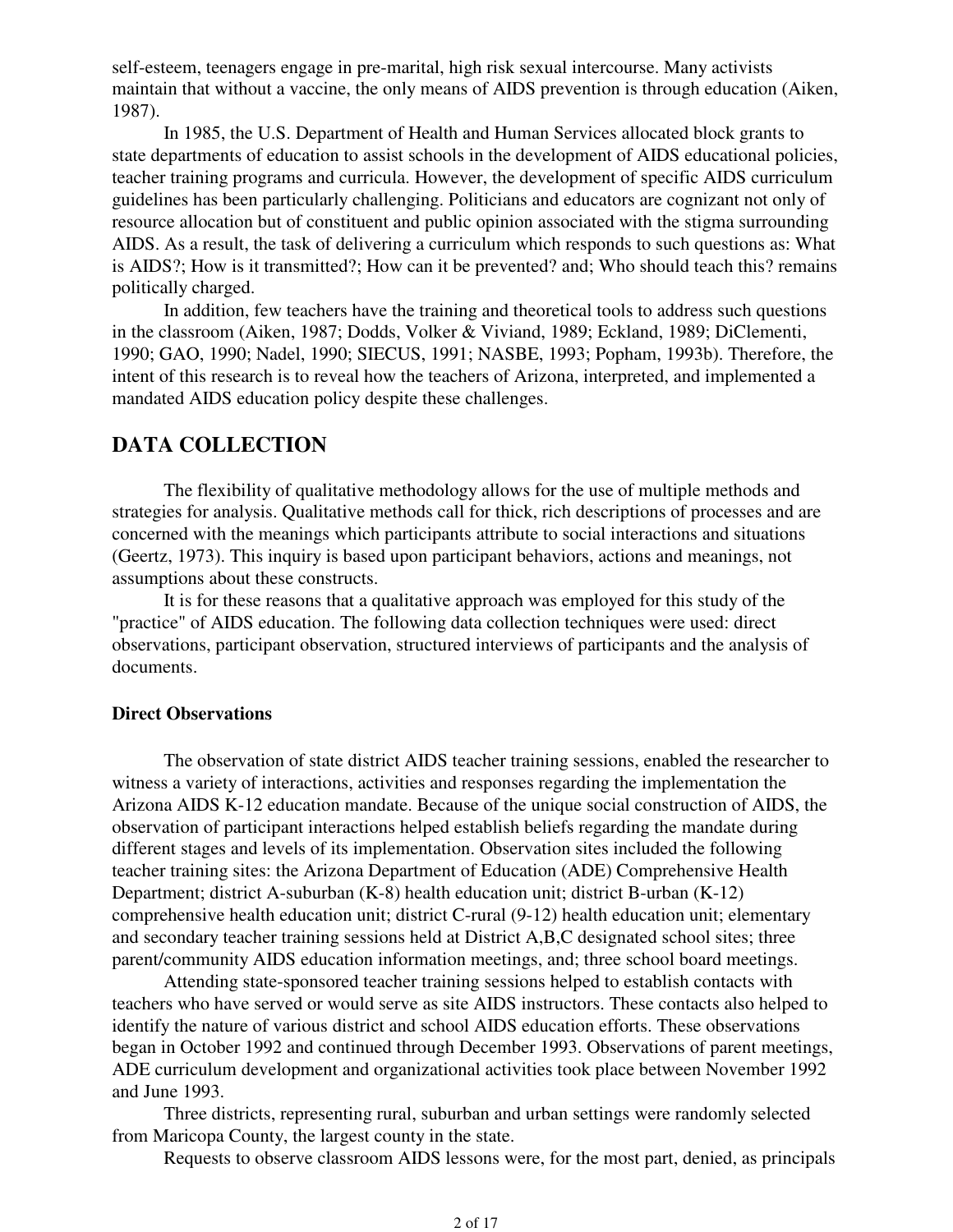self-esteem, teenagers engage in pre-marital, high risk sexual intercourse. Many activists maintain that without a vaccine, the only means of AIDS prevention is through education (Aiken, 1987).

In 1985, the U.S. Department of Health and Human Services allocated block grants to state departments of education to assist schools in the development of AIDS educational policies, teacher training programs and curricula. However, the development of specific AIDS curriculum guidelines has been particularly challenging. Politicians and educators are cognizant not only of resource allocation but of constituent and public opinion associated with the stigma surrounding AIDS. As a result, the task of delivering a curriculum which responds to such questions as: What is AIDS?; How is it transmitted?; How can it be prevented? and; Who should teach this? remains politically charged.

In addition, few teachers have the training and theoretical tools to address such questions in the classroom (Aiken, 1987; Dodds, Volker & Viviand, 1989; Eckland, 1989; DiClementi, 1990; GAO, 1990; Nadel, 1990; SIECUS, 1991; NASBE, 1993; Popham, 1993b). Therefore, the intent of this research is to reveal how the teachers of Arizona, interpreted, and implemented a mandated AIDS education policy despite these challenges.

## DATA COLLECTION

The flexibility of qualitative methodology allows for the use of multiple methods and strategies for analysis. Qualitative methods call for thick, rich descriptions of processes and are concerned with the meanings which participants attribute to social interactions and situations (Geertz, 1973). This inquiry is based upon participant behaviors, actions and meanings, not assumptions about these constructs.

It is for these reasons that a qualitative approach was employed for this study of the "practice" of AIDS education. The following data collection techniques were used: direct observations, participant observation, structured interviews of participants and the analysis of documents.

### Direct Observations

The observation of state district AIDS teacher training sessions, enabled the researcher to witness a variety of interactions, activities and responses regarding the implementation the Arizona AIDS K-12 education mandate. Because of the unique social construction of AIDS, the observation of participant interactions helped establish beliefs regarding the mandate during different stages and levels of its implementation. Observation sites included the following teacher training sites: the Arizona Department of Education (ADE) Comprehensive Health Department; district A-suburban (K-8) health education unit; district B-urban (K-12) comprehensive health education unit; district C-rural (9-12) health education unit; elementary and secondary teacher training sessions held at District A,B,C designated school sites; three parent/community AIDS education information meetings, and; three school board meetings.

Attending state-sponsored teacher training sessions helped to establish contacts with teachers who have served or would serve as site AIDS instructors. These contacts also helped to identify the nature of various district and school AIDS education efforts. These observations began in October 1992 and continued through December 1993. Observations of parent meetings, ADE curriculum development and organizational activities took place between November 1992 and June 1993.

Three districts, representing rural, suburban and urban settings were randomly selected from Maricopa County, the largest county in the state.

Requests to observe classroom AIDS lessons were, for the most part, denied, as principals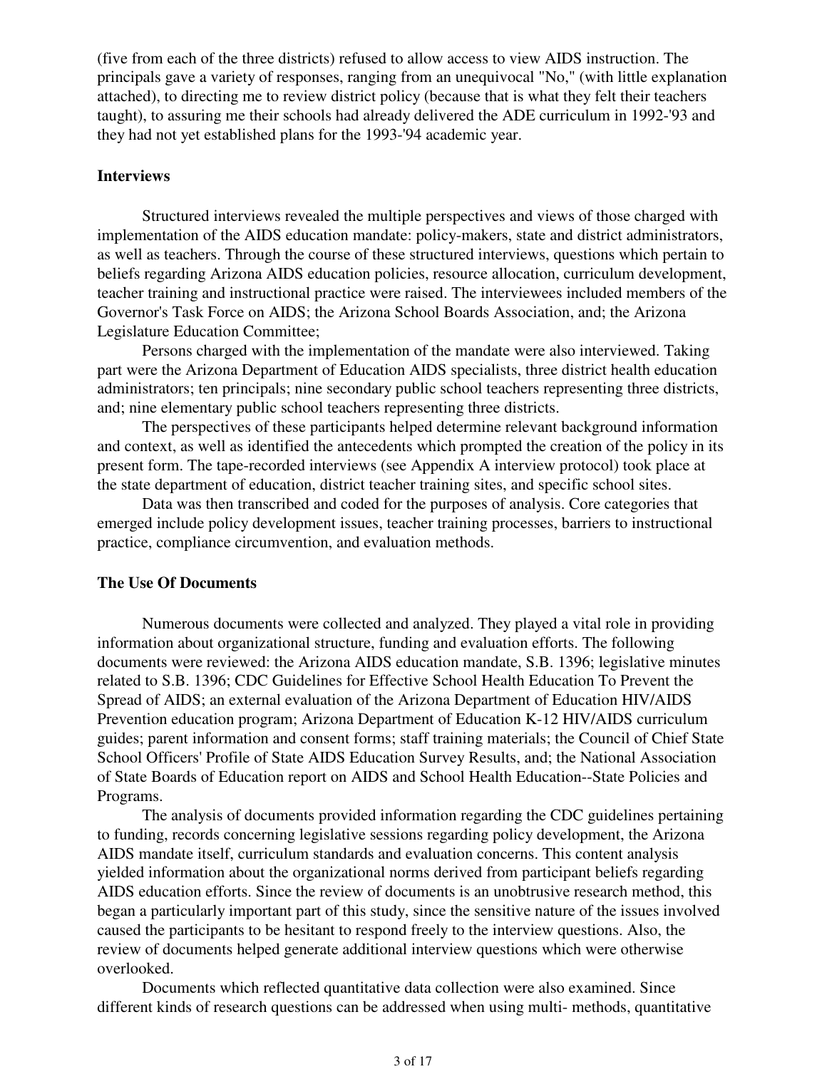(five from each of the three districts) refused to allow access to view AIDS instruction. The principals gave a variety of responses, ranging from an unequivocal "No," (with little explanation attached), to directing me to review district policy (because that is what they felt their teachers taught), to assuring me their schools had already delivered the ADE curriculum in 1992-'93 and they had not yet established plans for the 1993-'94 academic year.

**Interviews**

Structured interviews revealed the multiple perspectives and views of those charged with implementation of the AIDS education mandate: policy-makers, state and district administrators, as well as teachers. Through the course of these structured interviews, questions which pertain to beliefs regarding Arizona AIDS education policies, resource allocation, curriculum development, teacher training and instructional practice were raised. The interviewees included members of the Governor's Task Force on AIDS; the Arizona School Boards Association, and; the Arizona Legislature Education Committee;

Persons charged with the implementation of the mandate were also interviewed. Taking part were the Arizona Department of Education AIDS specialists, three district health education administrators; ten principals; nine secondary public school teachers representing three districts, and; nine elementary public school teachers representing three districts.

The perspectives of these participants helped determine relevant background information and context, as well as identified the antecedents which prompted the creation of the policy in its present form. The tape-recorded interviews (see Appendix A interview protocol) took place at the state department of education, district teacher training sites, and specific school sites.

Data was then transcribed and coded for the purposes of analysis. Core categories that emerged include policy development issues, teacher training processes, barriers to instructional practice, compliance circumvention, and evaluation methods.

**The Use Of Documents**

Numerous documents were collected and analyzed. They played a vital role in providing information about organizational structure, funding and evaluation efforts. The following documents were reviewed: the Arizona AIDS education mandate, S.B. 1396; legislative minutes related to S.B. 1396; CDC Guidelines for Effective School Health Education To Prevent the Spread of AIDS; an external evaluation of the Arizona Department of Education HIV/AIDS Prevention education program; Arizona Department of Education K-12 HIV/AIDS curriculum guides; parent information and consent forms; staff training materials; the Council of Chief State School Officers' Profile of State AIDS Education Survey Results, and; the National Association of State Boards of Education report on AIDS and School Health Education--State Policies and Programs.

The analysis of documents provided information regarding the CDC guidelines pertaining to funding, records concerning legislative sessions regarding policy development, the Arizona AIDS mandate itself, curriculum standards and evaluation concerns. This content analysis yielded information about the organizational norms derived from participant beliefs regarding AIDS education efforts. Since the review of documents is an unobtrusive research method, this began a particularly important part of this study, since the sensitive nature of the issues involved caused the participants to be hesitant to respond freely to the interview questions. Also, the review of documents helped generate additional interview questions which were otherwise overlooked.

Documents which reflected quantitative data collection were also examined. Since different kinds of research questions can be addressed when using multi- methods, quantitative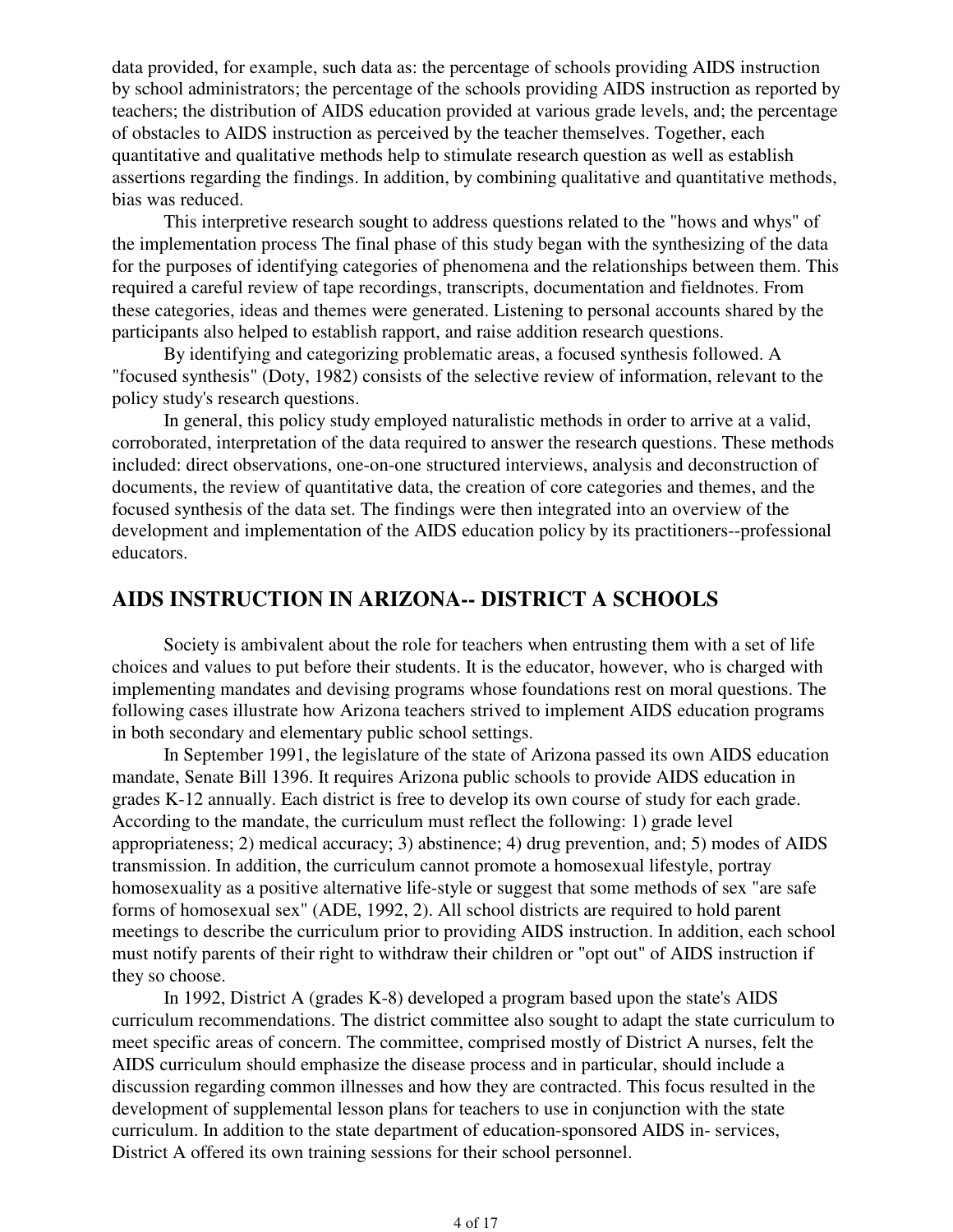data provided, for example, such data as: the percentage of schools providing AIDS instruction by school administrators; the percentage of the schools providing AIDS instruction as reported by teachers; the distribution of AIDS education provided at various grade levels, and; the percentage of obstacles to AIDS instruction as perceived by the teacher themselves. Together, each quantitative and qualitative methods help to stimulate research question as well as establish assertions regarding the findings. In addition, by combining qualitative and quantitative methods, bias was reduced.

This interpretive research sought to address questions related to the "hows and whys" of the implementation process The final phase of this study began with the synthesizing of the data for the purposes of identifying categories of phenomena and the relationships between them. This required a careful review of tape recordings, transcripts, documentation and fieldnotes. From these categories, ideas and themes were generated. Listening to personal accounts shared by the participants also helped to establish rapport, and raise addition research questions.

By identifying and categorizing problematic areas, a focused synthesis followed. A "focused synthesis" (Doty, 1982) consists of the selective review of information, relevant to the policy study's research questions.

In general, this policy study employed naturalistic methods in order to arrive at a valid, corroborated, interpretation of the data required to answer the research questions. These methods included: direct observations, one-on-one structured interviews, analysis and deconstruction of documents, the review of quantitative data, the creation of core categories and themes, and the focused synthesis of the data set. The findings were then integrated into an overview of the development and implementation of the AIDS education policy by its practitioners--professional educators.

## AIDS INSTRUCTION IN ARIZONA-- DISTRICT A SCHOOLS

Society is ambivalent about the role for teachers when entrusting them with a set of life choices and values to put before their students. It is the educator, however, who is charged with implementing mandates and devising programs whose foundations rest on moral questions. The following cases illustrate how Arizona teachers strived to implement AIDS education programs in both secondary and elementary public school settings.

In September 1991, the legislature of the state of Arizona passed its own AIDS education mandate, Senate Bill 1396. It requires Arizona public schools to provide AIDS education in grades K-12 annually. Each district is free to develop its own course of study for each grade. According to the mandate, the curriculum must reflect the following: 1) grade level appropriateness; 2) medical accuracy; 3) abstinence; 4) drug prevention, and; 5) modes of AIDS transmission. In addition, the curriculum cannot promote a homosexual lifestyle, portray homosexuality as a positive alternative life-style or suggest that some methods of sex "are safe forms of homosexual sex" (ADE, 1992, 2). All school districts are required to hold parent meetings to describe the curriculum prior to providing AIDS instruction. In addition, each school must notify parents of their right to withdraw their children or "opt out" of AIDS instruction if they so choose.

In 1992, District A (grades K-8) developed a program based upon the state's AIDS curriculum recommendations. The district committee also sought to adapt the state curriculum to meet specific areas of concern. The committee, comprised mostly of District A nurses, felt the AIDS curriculum should emphasize the disease process and in particular, should include a discussion regarding common illnesses and how they are contracted. This focus resulted in the development of supplemental lesson plans for teachers to use in conjunction with the state curriculum. In addition to the state department of education-sponsored AIDS in- services, District A offered its own training sessions for their school personnel.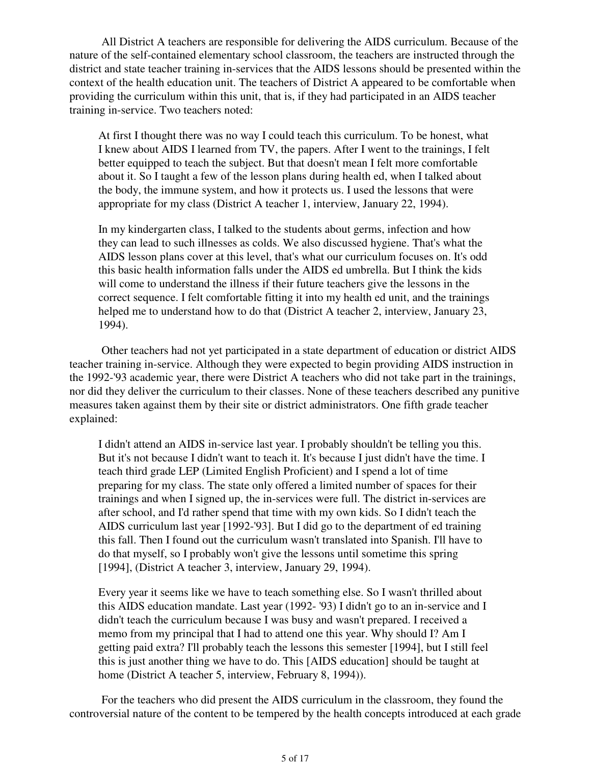All District A teachers are responsible for delivering the AIDS curriculum. Because of the nature of the self-contained elementary school classroom, the teachers are instructed through the district and state teacher training in-services that the AIDS lessons should be presented within the context of the health education unit. The teachers of District A appeared to be comfortable when providing the curriculum within this unit, that is, if they had participated in an AIDS teacher training in-service. Two teachers noted:

> At first I thought there was no way I could teach this curriculum. To be honest, what I knew about AIDS I learned from TV, the papers. After I went to the trainings, I felt better equipped to teach the subject. But that doesn't mean I felt more comfortable about it. So I taught a few of the lesson plans during health ed, when I talked about the body, the immune system, and how it protects us. I used the lessons that were appropriate for my class (District A teacher 1, interview, January 22, 1994).

> In my kindergarten class, I talked to the students about germs, infection and how they can lead to such illnesses as colds. We also discussed hygiene. That's what the AIDS lesson plans cover at this level, that's what our curriculum focuses on. It's odd this basic health information falls under the AIDS ed umbrella. But I think the kids will come to understand the illness if their future teachers give the lessons in the correct sequence. I felt comfortable fitting it into my health ed unit, and the trainings helped me to understand how to do that (District A teacher 2, interview, January 23, 1994).

Other teachers had not yet participated in a state department of education or district AIDS teacher training in-service. Although they were expected to begin providing AIDS instruction in the 1992-'93 academic year, there were District A teachers who did not take part in the trainings, nor did they deliver the curriculum to their classes. None of these teachers described any punitive measures taken against them by their site or district administrators. One fifth grade teacher explained:

> I didn't attend an AIDS in-service last year. I probably shouldn't be telling you this. But it's not because I didn't want to teach it. It's because I just didn't have the time. I teach third grade LEP (Limited English Proficient) and I spend a lot of time preparing for my class. The state only offered a limited number of spaces for their trainings and when I signed up, the in-services were full. The district in-services are after school, and I'd rather spend that time with my own kids. So I didn't teach the AIDS curriculum last year [1992-'93]. But I did go to the department of ed training this fall. Then I found out the curriculum wasn't translated into Spanish. I'll have to do that myself, so I probably won't give the lessons until sometime this spring [1994], (District A teacher 3, interview, January 29, 1994).

> Every year it seems like we have to teach something else. So I wasn't thrilled about this AIDS education mandate. Last year (1992- '93) I didn't go to an in-service and I didn't teach the curriculum because I was busy and wasn't prepared. I received a memo from my principal that I had to attend one this year. Why should I? Am I getting paid extra? I'll probably teach the lessons this semester [1994], but I still feel this is just another thing we have to do. This [AIDS education] should be taught at home (District A teacher 5, interview, February 8, 1994)).

For the teachers who did present the AIDS curriculum in the classroom, they found the controversial nature of the content to be tempered by the health concepts introduced at each grade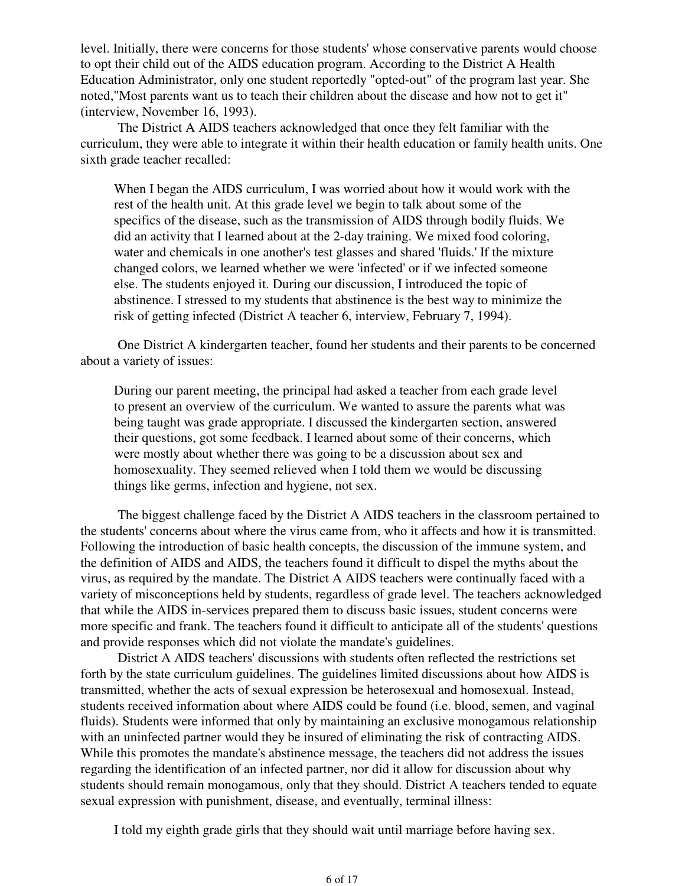level. Initially, there were concerns for those students' whose conservative parents would choose to opt their child out of the AIDS education program. According to the District A Health Education Administrator, only one student reportedly "opted-out" of the program last year. She noted,"Most parents want us to teach their children about the disease and how not to get it" (interview, November 16, 1993).

The District A AIDS teachers acknowledged that once they felt familiar with the curriculum, they were able to integrate it within their health education or family health units. One sixth grade teacher recalled:

> When I began the AIDS curriculum, I was worried about how it would work with the rest of the health unit. At this grade level we begin to talk about some of the specifics of the disease, such as the transmission of AIDS through bodily fluids. We did an activity that I learned about at the 2-day training. We mixed food coloring, water and chemicals in one another's test glasses and shared 'fluids.' If the mixture changed colors, we learned whether we were 'infected' or if we infected someone else. The students enjoyed it. During our discussion, I introduced the topic of abstinence. I stressed to my students that abstinence is the best way to minimize the risk of getting infected (District A teacher 6, interview, February 7, 1994).

One District A kindergarten teacher, found her students and their parents to be concerned about a variety of issues:

> During our parent meeting, the principal had asked a teacher from each grade level to present an overview of the curriculum. We wanted to assure the parents what was being taught was grade appropriate. I discussed the kindergarten section, answered their questions, got some feedback. I learned about some of their concerns, which were mostly about whether there was going to be a discussion about sex and homosexuality. They seemed relieved when I told them we would be discussing things like germs, infection and hygiene, not sex.

The biggest challenge faced by the District A AIDS teachers in the classroom pertained to the students' concerns about where the virus came from, who it affects and how it is transmitted. Following the introduction of basic health concepts, the discussion of the immune system, and the definition of AIDS and AIDS, the teachers found it difficult to dispel the myths about the virus, as required by the mandate. The District A AIDS teachers were continually faced with a variety of misconceptions held by students, regardless of grade level. The teachers acknowledged that while the AIDS in-services prepared them to discuss basic issues, student concerns were more specific and frank. The teachers found it difficult to anticipate all of the students' questions and provide responses which did not violate the mandate's guidelines.

District A AIDS teachers' discussions with students often reflected the restrictions set forth by the state curriculum guidelines. The guidelines limited discussions about how AIDS is transmitted, whether the acts of sexual expression be heterosexual and homosexual. Instead, students received information about where AIDS could be found (i.e. blood, semen, and vaginal fluids). Students were informed that only by maintaining an exclusive monogamous relationship with an uninfected partner would they be insured of eliminating the risk of contracting AIDS. While this promotes the mandate's abstinence message, the teachers did not address the issues regarding the identification of an infected partner, nor did it allow for discussion about why students should remain monogamous, only that they should. District A teachers tended to equate sexual expression with punishment, disease, and eventually, terminal illness:

> I told my eighth grade girls that they should wait until marriage before having sex.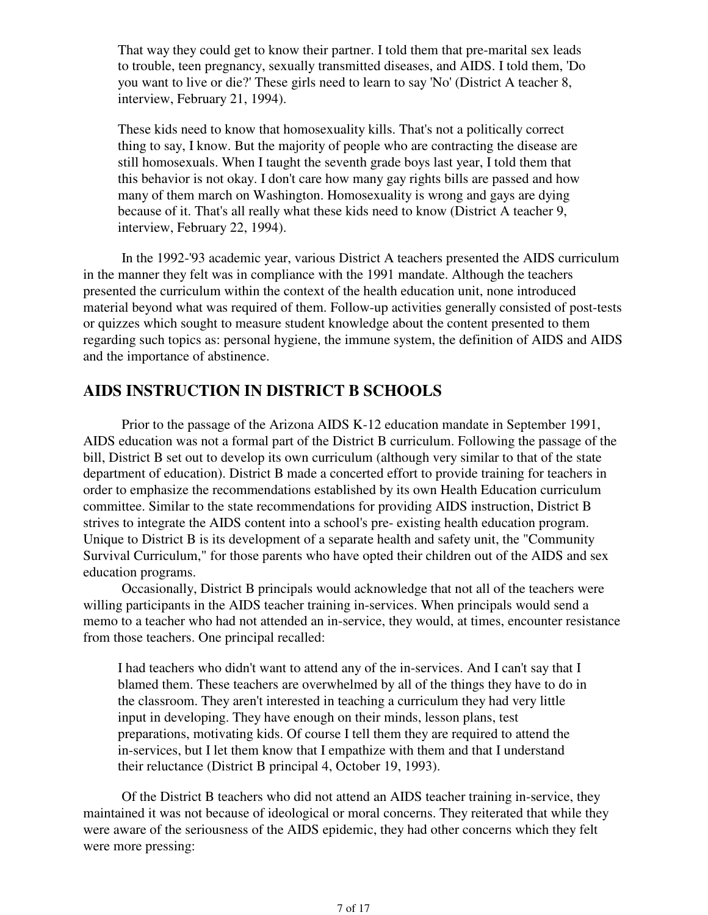> That way they could get to know their partner. I told them that pre-marital sex leads to trouble, teen pregnancy, sexually transmitted diseases, and AIDS. I told them, 'Do you want to live or die?' These girls need to learn to say 'No' (District A teacher 8, interview, February 21, 1994).

> These kids need to know that homosexuality kills. That's not a politically correct thing to say, I know. But the majority of people who are contracting the disease are still homosexuals. When I taught the seventh grade boys last year, I told them that this behavior is not okay. I don't care how many gay rights bills are passed and how many of them march on Washington. Homosexuality is wrong and gays are dying because of it. That's all really what these kids need to know (District A teacher 9, interview, February 22, 1994).

In the 1992-'93 academic year, various District A teachers presented the AIDS curriculum in the manner they felt was in compliance with the 1991 mandate. Although the teachers presented the curriculum within the context of the health education unit, none introduced material beyond what was required of them. Follow-up activities generally consisted of post-tests or quizzes which sought to measure student knowledge about the content presented to them regarding such topics as: personal hygiene, the immune system, the definition of AIDS and AIDS and the importance of abstinence.

## AIDS INSTRUCTION IN DISTRICT B SCHOOLS

Prior to the passage of the Arizona AIDS K-12 education mandate in September 1991, AIDS education was not a formal part of the District B curriculum. Following the passage of the bill, District B set out to develop its own curriculum (although very similar to that of the state department of education). District B made a concerted effort to provide training for teachers in order to emphasize the recommendations established by its own Health Education curriculum committee. Similar to the state recommendations for providing AIDS instruction, District B strives to integrate the AIDS content into a school's pre- existing health education program. Unique to District B is its development of a separate health and safety unit, the "Community Survival Curriculum," for those parents who have opted their children out of the AIDS and sex education programs.

Occasionally, District B principals would acknowledge that not all of the teachers were willing participants in the AIDS teacher training in-services. When principals would send a memo to a teacher who had not attended an in-service, they would, at times, encounter resistance from those teachers. One principal recalled:

> I had teachers who didn't want to attend any of the in-services. And I can't say that I blamed them. These teachers are overwhelmed by all of the things they have to do in the classroom. They aren't interested in teaching a curriculum they had very little input in developing. They have enough on their minds, lesson plans, test preparations, motivating kids. Of course I tell them they are required to attend the in-services, but I let them know that I empathize with them and that I understand their reluctance (District B principal 4, October 19, 1993).

Of the District B teachers who did not attend an AIDS teacher training in-service, they maintained it was not because of ideological or moral concerns. They reiterated that while they were aware of the seriousness of the AIDS epidemic, they had other concerns which they felt were more pressing: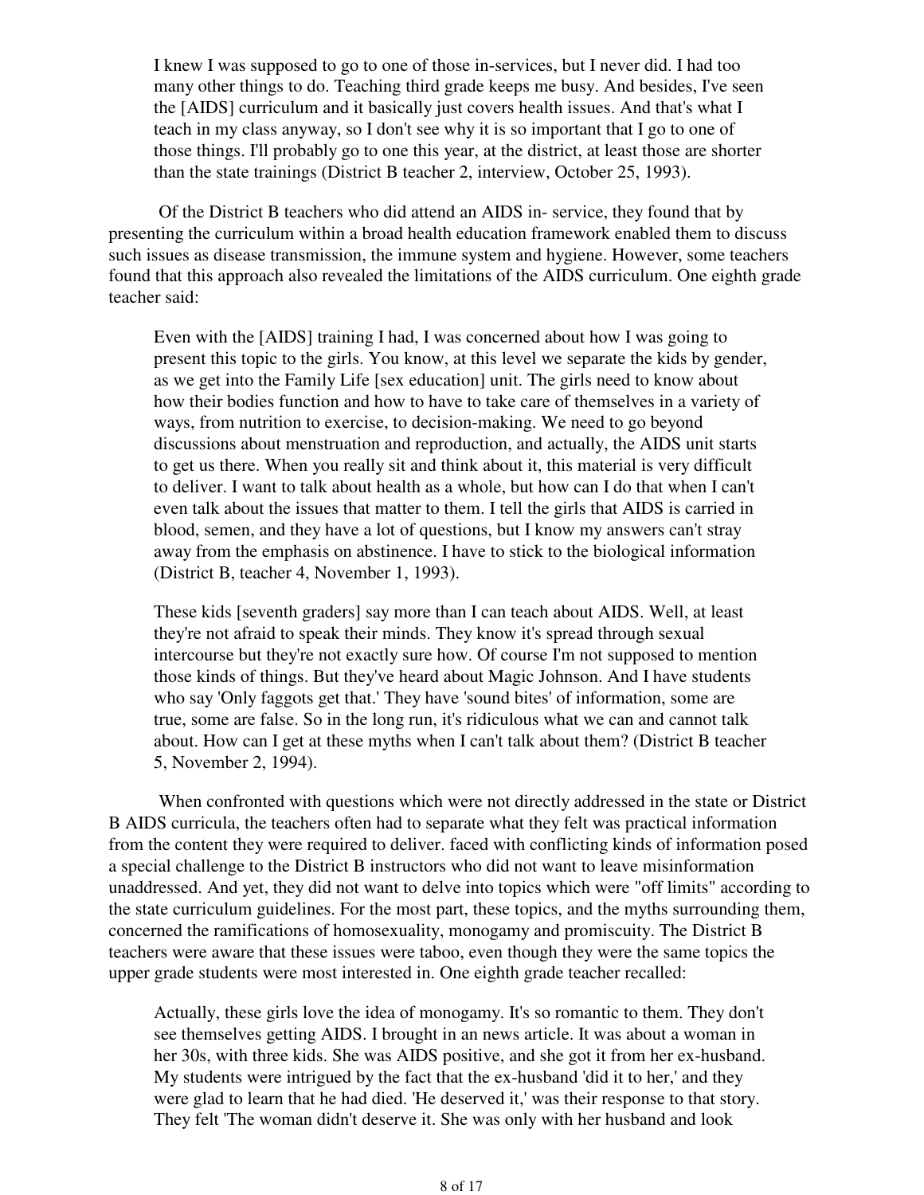> I knew I was supposed to go to one of those in-services, but I never did. I had too many other things to do. Teaching third grade keeps me busy. And besides, I've seen the [AIDS] curriculum and it basically just covers health issues. And that's what I teach in my class anyway, so I don't see why it is so important that I go to one of those things. I'll probably go to one this year, at the district, at least those are shorter than the state trainings (District B teacher 2, interview, October 25, 1993).

Of the District B teachers who did attend an AIDS in- service, they found that by presenting the curriculum within a broad health education framework enabled them to discuss such issues as disease transmission, the immune system and hygiene. However, some teachers found that this approach also revealed the limitations of the AIDS curriculum. One eighth grade teacher said:

> Even with the [AIDS] training I had, I was concerned about how I was going to present this topic to the girls. You know, at this level we separate the kids by gender, as we get into the Family Life [sex education] unit. The girls need to know about how their bodies function and how to have to take care of themselves in a variety of ways, from nutrition to exercise, to decision-making. We need to go beyond discussions about menstruation and reproduction, and actually, the AIDS unit starts to get us there. When you really sit and think about it, this material is very difficult to deliver. I want to talk about health as a whole, but how can I do that when I can't even talk about the issues that matter to them. I tell the girls that AIDS is carried in blood, semen, and they have a lot of questions, but I know my answers can't stray away from the emphasis on abstinence. I have to stick to the biological information (District B, teacher 4, November 1, 1993).

> These kids [seventh graders] say more than I can teach about AIDS. Well, at least they're not afraid to speak their minds. They know it's spread through sexual intercourse but they're not exactly sure how. Of course I'm not supposed to mention those kinds of things. But they've heard about Magic Johnson. And I have students who say 'Only faggots get that.' They have 'sound bites' of information, some are true, some are false. So in the long run, it's ridiculous what we can and cannot talk about. How can I get at these myths when I can't talk about them? (District B teacher 5, November 2, 1994).

When confronted with questions which were not directly addressed in the state or District B AIDS curricula, the teachers often had to separate what they felt was practical information from the content they were required to deliver. faced with conflicting kinds of information posed a special challenge to the District B instructors who did not want to leave misinformation unaddressed. And yet, they did not want to delve into topics which were "off limits" according to the state curriculum guidelines. For the most part, these topics, and the myths surrounding them, concerned the ramifications of homosexuality, monogamy and promiscuity. The District B teachers were aware that these issues were taboo, even though they were the same topics the upper grade students were most interested in. One eighth grade teacher recalled:

> Actually, these girls love the idea of monogamy. It's so romantic to them. They don't see themselves getting AIDS. I brought in an news article. It was about a woman in her 30s, with three kids. She was AIDS positive, and she got it from her ex-husband. My students were intrigued by the fact that the ex-husband 'did it to her,' and they were glad to learn that he had died. 'He deserved it,' was their response to that story. They felt 'The woman didn't deserve it. She was only with her husband and look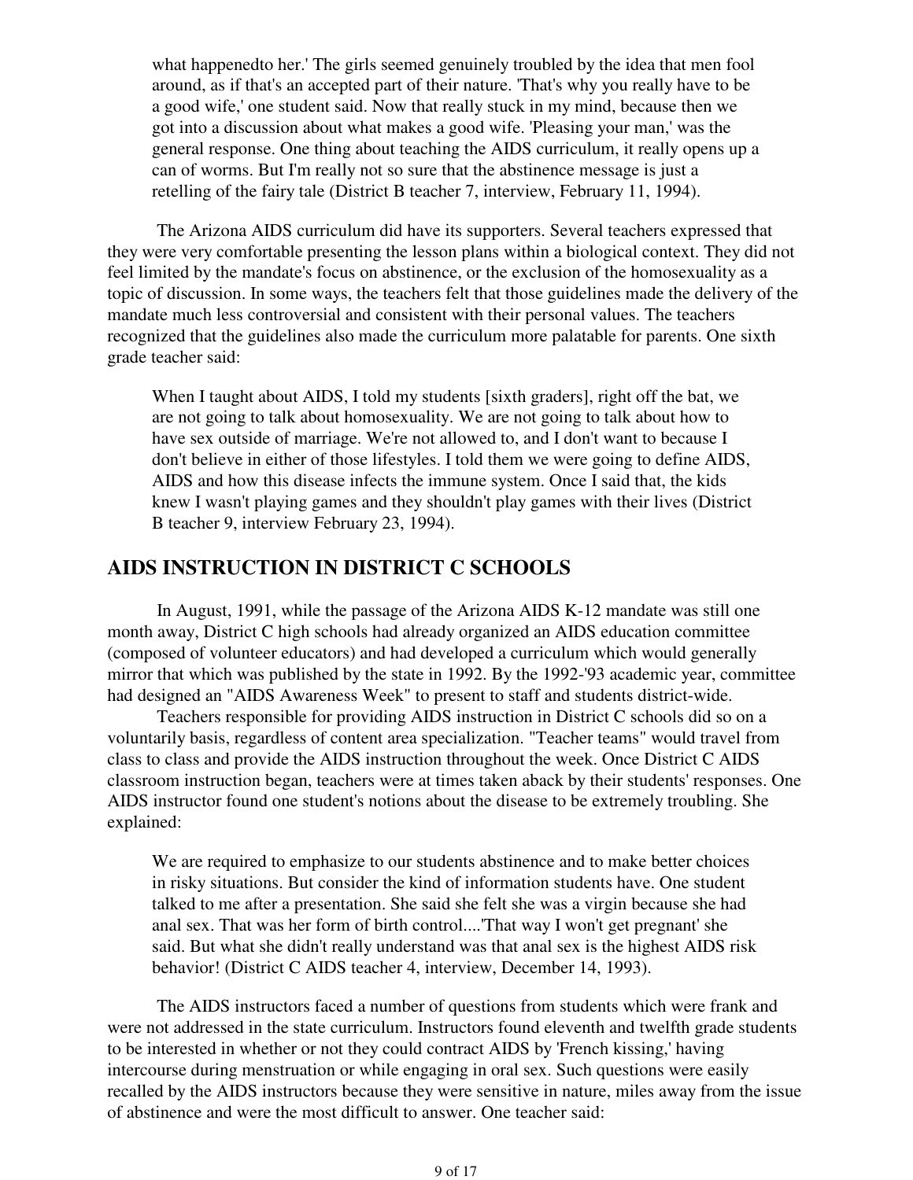> what happenedto her.' The girls seemed genuinely troubled by the idea that men fool around, as if that's an accepted part of their nature. 'That's why you really have to be a good wife,' one student said. Now that really stuck in my mind, because then we got into a discussion about what makes a good wife. 'Pleasing your man,' was the general response. One thing about teaching the AIDS curriculum, it really opens up a can of worms. But I'm really not so sure that the abstinence message is just a retelling of the fairy tale (District B teacher 7, interview, February 11, 1994).

The Arizona AIDS curriculum did have its supporters. Several teachers expressed that they were very comfortable presenting the lesson plans within a biological context. They did not feel limited by the mandate's focus on abstinence, or the exclusion of the homosexuality as a topic of discussion. In some ways, the teachers felt that those guidelines made the delivery of the mandate much less controversial and consistent with their personal values. The teachers recognized that the guidelines also made the curriculum more palatable for parents. One sixth grade teacher said:

> When I taught about AIDS, I told my students [sixth graders], right off the bat, we are not going to talk about homosexuality. We are not going to talk about how to have sex outside of marriage. We're not allowed to, and I don't want to because I don't believe in either of those lifestyles. I told them we were going to define AIDS, AIDS and how this disease infects the immune system. Once I said that, the kids knew I wasn't playing games and they shouldn't play games with their lives (District B teacher 9, interview February 23, 1994).

## AIDS INSTRUCTION IN DISTRICT C SCHOOLS

In August, 1991, while the passage of the Arizona AIDS K-12 mandate was still one month away, District C high schools had already organized an AIDS education committee (composed of volunteer educators) and had developed a curriculum which would generally mirror that which was published by the state in 1992. By the 1992-'93 academic year, committee had designed an "AIDS Awareness Week" to present to staff and students district-wide.

Teachers responsible for providing AIDS instruction in District C schools did so on a voluntarily basis, regardless of content area specialization. "Teacher teams" would travel from class to class and provide the AIDS instruction throughout the week. Once District C AIDS classroom instruction began, teachers were at times taken aback by their students' responses. One AIDS instructor found one student's notions about the disease to be extremely troubling. She explained:

> We are required to emphasize to our students abstinence and to make better choices in risky situations. But consider the kind of information students have. One student talked to me after a presentation. She said she felt she was a virgin because she had anal sex. That was her form of birth control....'That way I won't get pregnant' she said. But what she didn't really understand was that anal sex is the highest AIDS risk behavior! (District C AIDS teacher 4, interview, December 14, 1993).

The AIDS instructors faced a number of questions from students which were frank and were not addressed in the state curriculum. Instructors found eleventh and twelfth grade students to be interested in whether or not they could contract AIDS by 'French kissing,' having intercourse during menstruation or while engaging in oral sex. Such questions were easily recalled by the AIDS instructors because they were sensitive in nature, miles away from the issue of abstinence and were the most difficult to answer. One teacher said: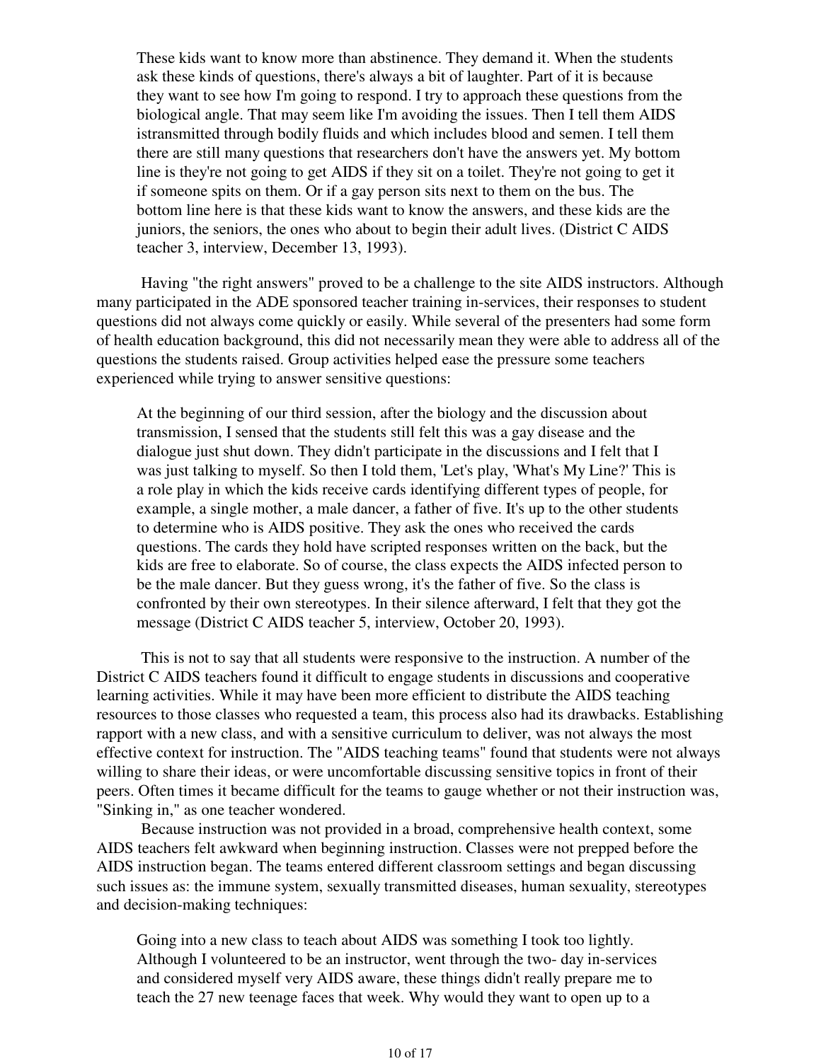> These kids want to know more than abstinence. They demand it. When the students ask these kinds of questions, there's always a bit of laughter. Part of it is because they want to see how I'm going to respond. I try to approach these questions from the biological angle. That may seem like I'm avoiding the issues. Then I tell them AIDS istransmitted through bodily fluids and which includes blood and semen. I tell them there are still many questions that researchers don't have the answers yet. My bottom line is they're not going to get AIDS if they sit on a toilet. They're not going to get it if someone spits on them. Or if a gay person sits next to them on the bus. The bottom line here is that these kids want to know the answers, and these kids are the juniors, the seniors, the ones who about to begin their adult lives. (District C AIDS teacher 3, interview, December 13, 1993).

Having "the right answers" proved to be a challenge to the site AIDS instructors. Although many participated in the ADE sponsored teacher training in-services, their responses to student questions did not always come quickly or easily. While several of the presenters had some form of health education background, this did not necessarily mean they were able to address all of the questions the students raised. Group activities helped ease the pressure some teachers experienced while trying to answer sensitive questions:

> At the beginning of our third session, after the biology and the discussion about transmission, I sensed that the students still felt this was a gay disease and the dialogue just shut down. They didn't participate in the discussions and I felt that I was just talking to myself. So then I told them, 'Let's play, 'What's My Line?' This is a role play in which the kids receive cards identifying different types of people, for example, a single mother, a male dancer, a father of five. It's up to the other students to determine who is AIDS positive. They ask the ones who received the cards questions. The cards they hold have scripted responses written on the back, but the kids are free to elaborate. So of course, the class expects the AIDS infected person to be the male dancer. But they guess wrong, it's the father of five. So the class is confronted by their own stereotypes. In their silence afterward, I felt that they got the message (District C AIDS teacher 5, interview, October 20, 1993).

This is not to say that all students were responsive to the instruction. A number of the District C AIDS teachers found it difficult to engage students in discussions and cooperative learning activities. While it may have been more efficient to distribute the AIDS teaching resources to those classes who requested a team, this process also had its drawbacks. Establishing rapport with a new class, and with a sensitive curriculum to deliver, was not always the most effective context for instruction. The "AIDS teaching teams" found that students were not always willing to share their ideas, or were uncomfortable discussing sensitive topics in front of their peers. Often times it became difficult for the teams to gauge whether or not their instruction was, "Sinking in," as one teacher wondered.

Because instruction was not provided in a broad, comprehensive health context, some AIDS teachers felt awkward when beginning instruction. Classes were not prepped before the AIDS instruction began. The teams entered different classroom settings and began discussing such issues as: the immune system, sexually transmitted diseases, human sexuality, stereotypes and decision-making techniques:

> Going into a new class to teach about AIDS was something I took too lightly. Although I volunteered to be an instructor, went through the two- day in-services and considered myself very AIDS aware, these things didn't really prepare me to teach the 27 new teenage faces that week. Why would they want to open up to a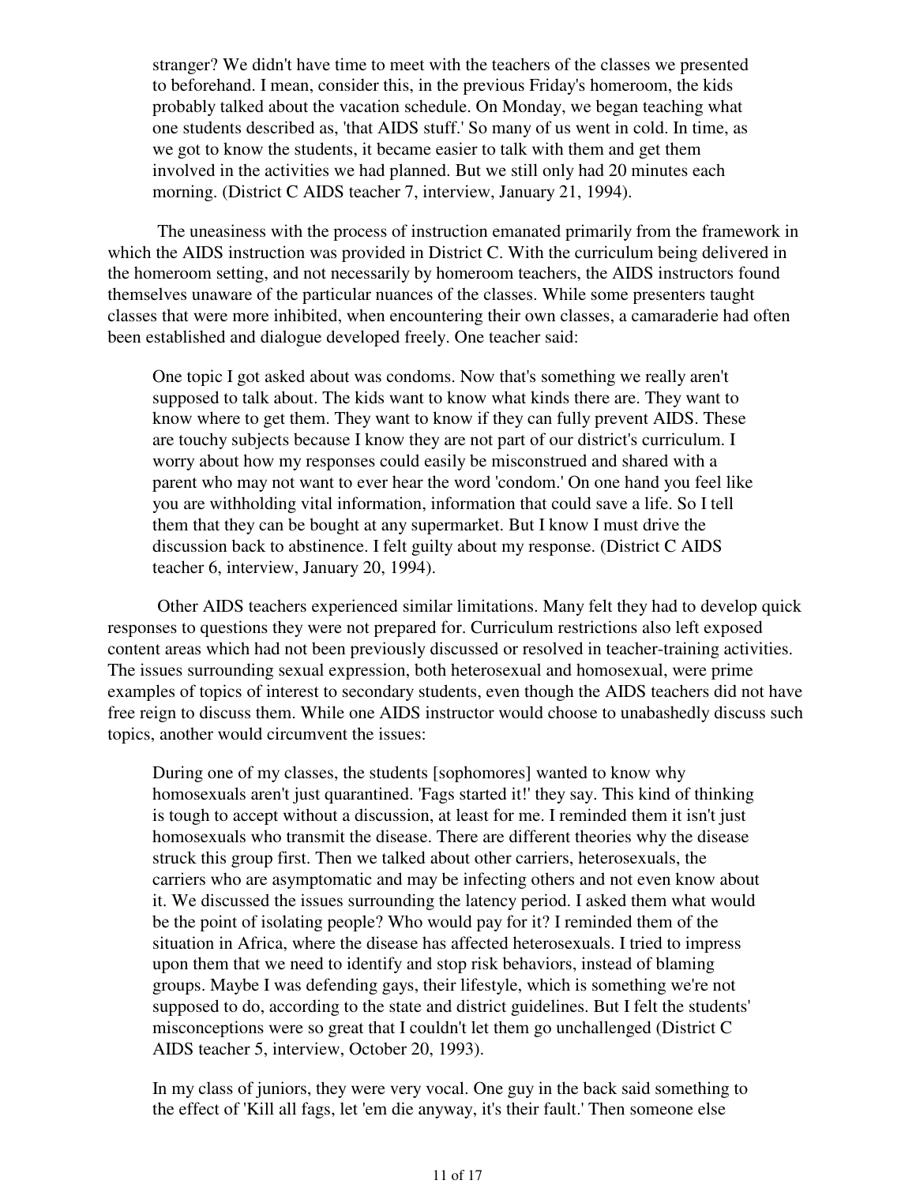> stranger? We didn't have time to meet with the teachers of the classes we presented to beforehand. I mean, consider this, in the previous Friday's homeroom, the kids probably talked about the vacation schedule. On Monday, we began teaching what one students described as, 'that AIDS stuff.' So many of us went in cold. In time, as we got to know the students, it became easier to talk with them and get them involved in the activities we had planned. But we still only had 20 minutes each morning. (District C AIDS teacher 7, interview, January 21, 1994).

The uneasiness with the process of instruction emanated primarily from the framework in which the AIDS instruction was provided in District C. With the curriculum being delivered in the homeroom setting, and not necessarily by homeroom teachers, the AIDS instructors found themselves unaware of the particular nuances of the classes. While some presenters taught classes that were more inhibited, when encountering their own classes, a camaraderie had often been established and dialogue developed freely. One teacher said:

> One topic I got asked about was condoms. Now that's something we really aren't supposed to talk about. The kids want to know what kinds there are. They want to know where to get them. They want to know if they can fully prevent AIDS. These are touchy subjects because I know they are not part of our district's curriculum. I worry about how my responses could easily be misconstrued and shared with a parent who may not want to ever hear the word 'condom.' On one hand you feel like you are withholding vital information, information that could save a life. So I tell them that they can be bought at any supermarket. But I know I must drive the discussion back to abstinence. I felt guilty about my response. (District C AIDS teacher 6, interview, January 20, 1994).

Other AIDS teachers experienced similar limitations. Many felt they had to develop quick responses to questions they were not prepared for. Curriculum restrictions also left exposed content areas which had not been previously discussed or resolved in teacher-training activities. The issues surrounding sexual expression, both heterosexual and homosexual, were prime examples of topics of interest to secondary students, even though the AIDS teachers did not have free reign to discuss them. While one AIDS instructor would choose to unabashedly discuss such topics, another would circumvent the issues:

> During one of my classes, the students [sophomores] wanted to know why homosexuals aren't just quarantined. 'Fags started it!' they say. This kind of thinking is tough to accept without a discussion, at least for me. I reminded them it isn't just homosexuals who transmit the disease. There are different theories why the disease struck this group first. Then we talked about other carriers, heterosexuals, the carriers who are asymptomatic and may be infecting others and not even know about it. We discussed the issues surrounding the latency period. I asked them what would be the point of isolating people? Who would pay for it? I reminded them of the situation in Africa, where the disease has affected heterosexuals. I tried to impress upon them that we need to identify and stop risk behaviors, instead of blaming groups. Maybe I was defending gays, their lifestyle, which is something we're not supposed to do, according to the state and district guidelines. But I felt the students' misconceptions were so great that I couldn't let them go unchallenged (District C AIDS teacher 5, interview, October 20, 1993).
>
> In my class of juniors, they were very vocal. One guy in the back said something to the effect of 'Kill all fags, let 'em die anyway, it's their fault.' Then someone else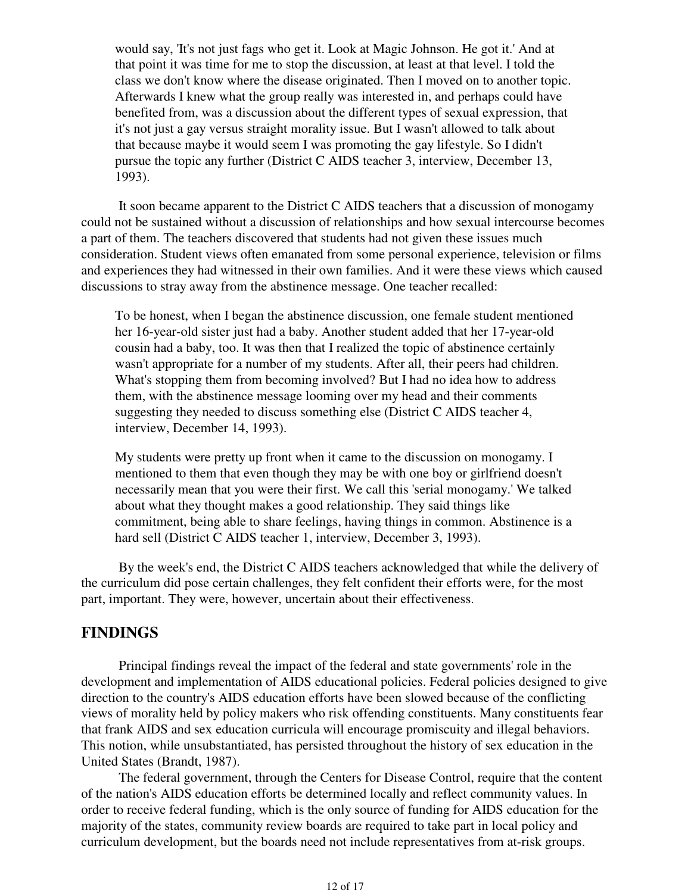> would say, 'It's not just fags who get it. Look at Magic Johnson. He got it.' And at that point it was time for me to stop the discussion, at least at that level. I told the class we don't know where the disease originated. Then I moved on to another topic. Afterwards I knew what the group really was interested in, and perhaps could have benefited from, was a discussion about the different types of sexual expression, that it's not just a gay versus straight morality issue. But I wasn't allowed to talk about that because maybe it would seem I was promoting the gay lifestyle. So I didn't pursue the topic any further (District C AIDS teacher 3, interview, December 13, 1993).

It soon became apparent to the District C AIDS teachers that a discussion of monogamy could not be sustained without a discussion of relationships and how sexual intercourse becomes a part of them. The teachers discovered that students had not given these issues much consideration. Student views often emanated from some personal experience, television or films and experiences they had witnessed in their own families. And it were these views which caused discussions to stray away from the abstinence message. One teacher recalled:

> To be honest, when I began the abstinence discussion, one female student mentioned her 16-year-old sister just had a baby. Another student added that her 17-year-old cousin had a baby, too. It was then that I realized the topic of abstinence certainly wasn't appropriate for a number of my students. After all, their peers had children. What's stopping them from becoming involved? But I had no idea how to address them, with the abstinence message looming over my head and their comments suggesting they needed to discuss something else (District C AIDS teacher 4, interview, December 14, 1993).

> My students were pretty up front when it came to the discussion on monogamy. I mentioned to them that even though they may be with one boy or girlfriend doesn't necessarily mean that you were their first. We call this 'serial monogamy.' We talked about what they thought makes a good relationship. They said things like commitment, being able to share feelings, having things in common. Abstinence is a hard sell (District C AIDS teacher 1, interview, December 3, 1993).

By the week's end, the District C AIDS teachers acknowledged that while the delivery of the curriculum did pose certain challenges, they felt confident their efforts were, for the most part, important. They were, however, uncertain about their effectiveness.

## FINDINGS

Principal findings reveal the impact of the federal and state governments' role in the development and implementation of AIDS educational policies. Federal policies designed to give direction to the country's AIDS education efforts have been slowed because of the conflicting views of morality held by policy makers who risk offending constituents. Many constituents fear that frank AIDS and sex education curricula will encourage promiscuity and illegal behaviors. This notion, while unsubstantiated, has persisted throughout the history of sex education in the United States (Brandt, 1987).

The federal government, through the Centers for Disease Control, require that the content of the nation's AIDS education efforts be determined locally and reflect community values. In order to receive federal funding, which is the only source of funding for AIDS education for the majority of the states, community review boards are required to take part in local policy and curriculum development, but the boards need not include representatives from at-risk groups.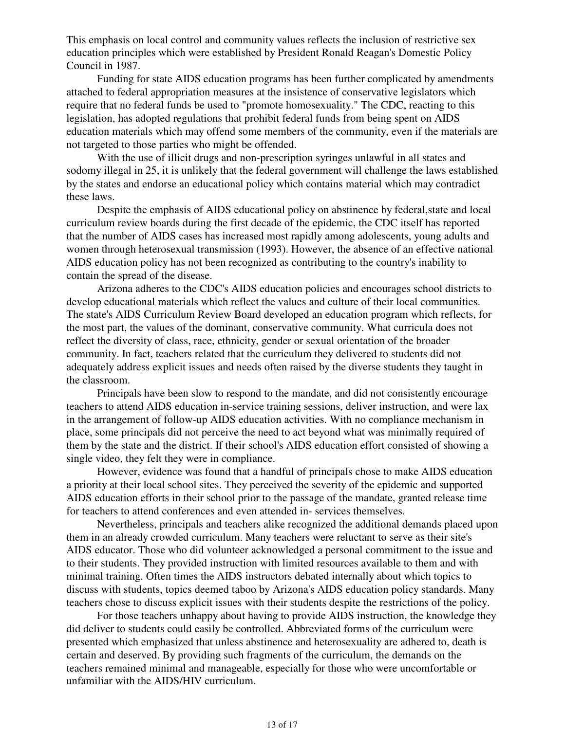This emphasis on local control and community values reflects the inclusion of restrictive sex education principles which were established by President Ronald Reagan's Domestic Policy Council in 1987.

Funding for state AIDS education programs has been further complicated by amendments attached to federal appropriation measures at the insistence of conservative legislators which require that no federal funds be used to "promote homosexuality." The CDC, reacting to this legislation, has adopted regulations that prohibit federal funds from being spent on AIDS education materials which may offend some members of the community, even if the materials are not targeted to those parties who might be offended.

With the use of illicit drugs and non-prescription syringes unlawful in all states and sodomy illegal in 25, it is unlikely that the federal government will challenge the laws established by the states and endorse an educational policy which contains material which may contradict these laws.

Despite the emphasis of AIDS educational policy on abstinence by federal,state and local curriculum review boards during the first decade of the epidemic, the CDC itself has reported that the number of AIDS cases has increased most rapidly among adolescents, young adults and women through heterosexual transmission (1993). However, the absence of an effective national AIDS education policy has not been recognized as contributing to the country's inability to contain the spread of the disease.

Arizona adheres to the CDC's AIDS education policies and encourages school districts to develop educational materials which reflect the values and culture of their local communities. The state's AIDS Curriculum Review Board developed an education program which reflects, for the most part, the values of the dominant, conservative community. What curricula does not reflect the diversity of class, race, ethnicity, gender or sexual orientation of the broader community. In fact, teachers related that the curriculum they delivered to students did not adequately address explicit issues and needs often raised by the diverse students they taught in the classroom.

Principals have been slow to respond to the mandate, and did not consistently encourage teachers to attend AIDS education in-service training sessions, deliver instruction, and were lax in the arrangement of follow-up AIDS education activities. With no compliance mechanism in place, some principals did not perceive the need to act beyond what was minimally required of them by the state and the district. If their school's AIDS education effort consisted of showing a single video, they felt they were in compliance.

However, evidence was found that a handful of principals chose to make AIDS education a priority at their local school sites. They perceived the severity of the epidemic and supported AIDS education efforts in their school prior to the passage of the mandate, granted release time for teachers to attend conferences and even attended in- services themselves.

Nevertheless, principals and teachers alike recognized the additional demands placed upon them in an already crowded curriculum. Many teachers were reluctant to serve as their site's AIDS educator. Those who did volunteer acknowledged a personal commitment to the issue and to their students. They provided instruction with limited resources available to them and with minimal training. Often times the AIDS instructors debated internally about which topics to discuss with students, topics deemed taboo by Arizona's AIDS education policy standards. Many teachers chose to discuss explicit issues with their students despite the restrictions of the policy.

For those teachers unhappy about having to provide AIDS instruction, the knowledge they did deliver to students could easily be controlled. Abbreviated forms of the curriculum were presented which emphasized that unless abstinence and heterosexuality are adhered to, death is certain and deserved. By providing such fragments of the curriculum, the demands on the teachers remained minimal and manageable, especially for those who were uncomfortable or unfamiliar with the AIDS/HIV curriculum.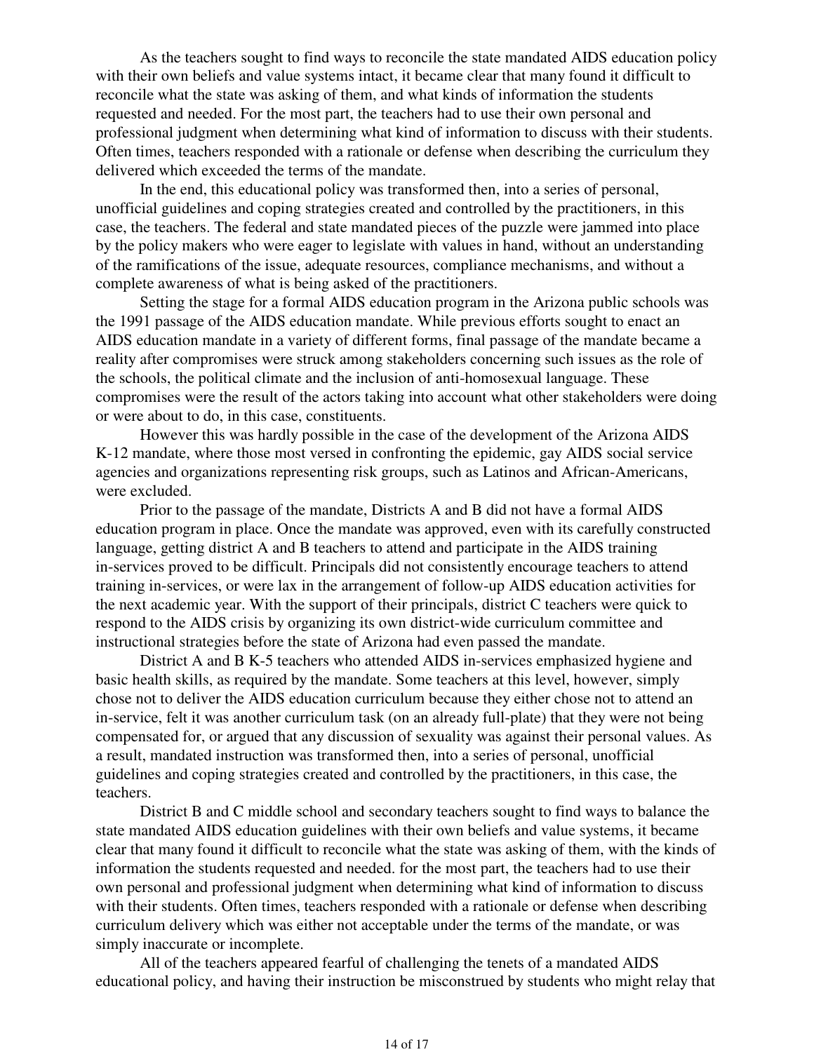As the teachers sought to find ways to reconcile the state mandated AIDS education policy with their own beliefs and value systems intact, it became clear that many found it difficult to reconcile what the state was asking of them, and what kinds of information the students requested and needed. For the most part, the teachers had to use their own personal and professional judgment when determining what kind of information to discuss with their students. Often times, teachers responded with a rationale or defense when describing the curriculum they delivered which exceeded the terms of the mandate.

In the end, this educational policy was transformed then, into a series of personal, unofficial guidelines and coping strategies created and controlled by the practitioners, in this case, the teachers. The federal and state mandated pieces of the puzzle were jammed into place by the policy makers who were eager to legislate with values in hand, without an understanding of the ramifications of the issue, adequate resources, compliance mechanisms, and without a complete awareness of what is being asked of the practitioners.

Setting the stage for a formal AIDS education program in the Arizona public schools was the 1991 passage of the AIDS education mandate. While previous efforts sought to enact an AIDS education mandate in a variety of different forms, final passage of the mandate became a reality after compromises were struck among stakeholders concerning such issues as the role of the schools, the political climate and the inclusion of anti-homosexual language. These compromises were the result of the actors taking into account what other stakeholders were doing or were about to do, in this case, constituents.

However this was hardly possible in the case of the development of the Arizona AIDS K-12 mandate, where those most versed in confronting the epidemic, gay AIDS social service agencies and organizations representing risk groups, such as Latinos and African-Americans, were excluded.

Prior to the passage of the mandate, Districts A and B did not have a formal AIDS education program in place. Once the mandate was approved, even with its carefully constructed language, getting district A and B teachers to attend and participate in the AIDS training in-services proved to be difficult. Principals did not consistently encourage teachers to attend training in-services, or were lax in the arrangement of follow-up AIDS education activities for the next academic year. With the support of their principals, district C teachers were quick to respond to the AIDS crisis by organizing its own district-wide curriculum committee and instructional strategies before the state of Arizona had even passed the mandate.

District A and B K-5 teachers who attended AIDS in-services emphasized hygiene and basic health skills, as required by the mandate. Some teachers at this level, however, simply chose not to deliver the AIDS education curriculum because they either chose not to attend an in-service, felt it was another curriculum task (on an already full-plate) that they were not being compensated for, or argued that any discussion of sexuality was against their personal values. As a result, mandated instruction was transformed then, into a series of personal, unofficial guidelines and coping strategies created and controlled by the practitioners, in this case, the teachers.

District B and C middle school and secondary teachers sought to find ways to balance the state mandated AIDS education guidelines with their own beliefs and value systems, it became clear that many found it difficult to reconcile what the state was asking of them, with the kinds of information the students requested and needed. for the most part, the teachers had to use their own personal and professional judgment when determining what kind of information to discuss with their students. Often times, teachers responded with a rationale or defense when describing curriculum delivery which was either not acceptable under the terms of the mandate, or was simply inaccurate or incomplete.

All of the teachers appeared fearful of challenging the tenets of a mandated AIDS educational policy, and having their instruction be misconstrued by students who might relay that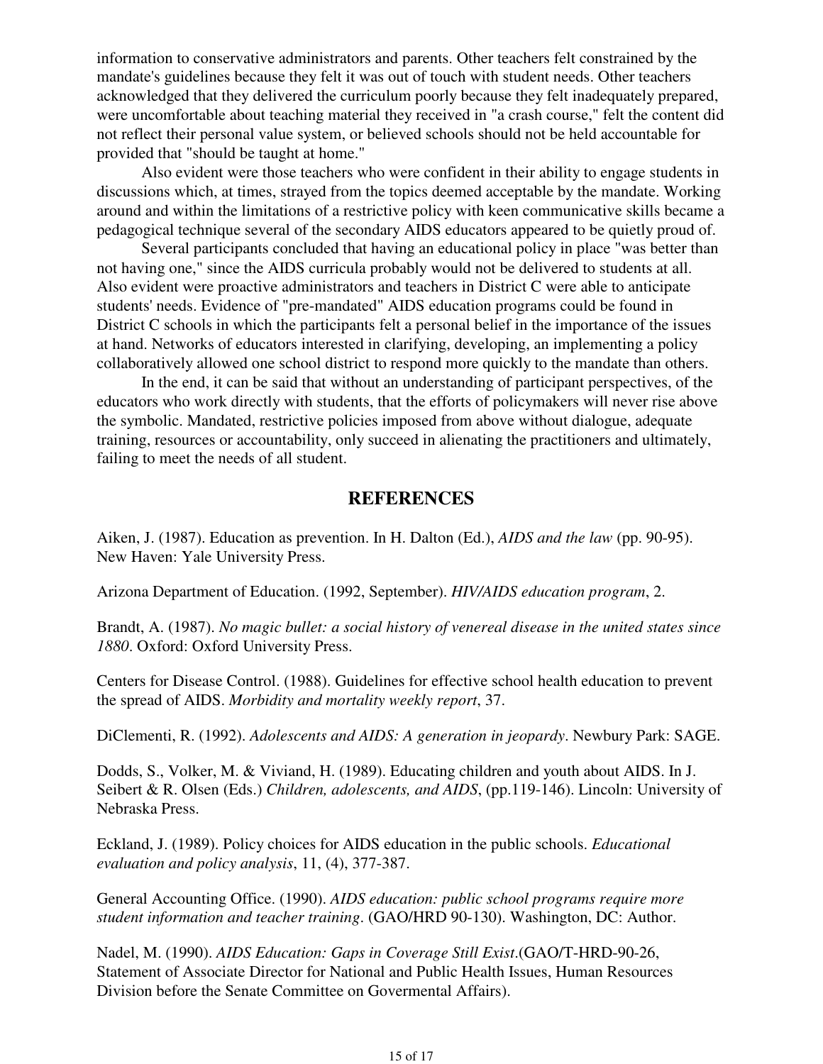information to conservative administrators and parents. Other teachers felt constrained by the mandate's guidelines because they felt it was out of touch with student needs. Other teachers acknowledged that they delivered the curriculum poorly because they felt inadequately prepared, were uncomfortable about teaching material they received in "a crash course," felt the content did not reflect their personal value system, or believed schools should not be held accountable for provided that "should be taught at home."

Also evident were those teachers who were confident in their ability to engage students in discussions which, at times, strayed from the topics deemed acceptable by the mandate. Working around and within the limitations of a restrictive policy with keen communicative skills became a pedagogical technique several of the secondary AIDS educators appeared to be quietly proud of.

Several participants concluded that having an educational policy in place "was better than not having one," since the AIDS curricula probably would not be delivered to students at all. Also evident were proactive administrators and teachers in District C were able to anticipate students' needs. Evidence of "pre-mandated" AIDS education programs could be found in District C schools in which the participants felt a personal belief in the importance of the issues at hand. Networks of educators interested in clarifying, developing, an implementing a policy collaboratively allowed one school district to respond more quickly to the mandate than others.

In the end, it can be said that without an understanding of participant perspectives, of the educators who work directly with students, that the efforts of policymakers will never rise above the symbolic. Mandated, restrictive policies imposed from above without dialogue, adequate training, resources or accountability, only succeed in alienating the practitioners and ultimately, failing to meet the needs of all student.

## REFERENCES

Aiken, J. (1987). Education as prevention. In H. Dalton (Ed.), *AIDS and the law* (pp. 90-95). New Haven: Yale University Press.

Arizona Department of Education. (1992, September). *HIV/AIDS education program*, 2.

Brandt, A. (1987). *No magic bullet: a social history of venereal disease in the united states since 1880*. Oxford: Oxford University Press.

Centers for Disease Control. (1988). Guidelines for effective school health education to prevent the spread of AIDS. *Morbidity and mortality weekly report*, 37.

DiClementi, R. (1992). *Adolescents and AIDS: A generation in jeopardy*. Newbury Park: SAGE.

Dodds, S., Volker, M. & Viviand, H. (1989). Educating children and youth about AIDS. In J. Seibert & R. Olsen (Eds.) *Children, adolescents, and AIDS*, (pp.119-146). Lincoln: University of Nebraska Press.

Eckland, J. (1989). Policy choices for AIDS education in the public schools. *Educational evaluation and policy analysis*, 11, (4), 377-387.

General Accounting Office. (1990). *AIDS education: public school programs require more student information and teacher training*. (GAO/HRD 90-130). Washington, DC: Author.

Nadel, M. (1990). *AIDS Education: Gaps in Coverage Still Exist*.(GAO/T-HRD-90-26, Statement of Associate Director for National and Public Health Issues, Human Resources Division before the Senate Committee on Govermental Affairs).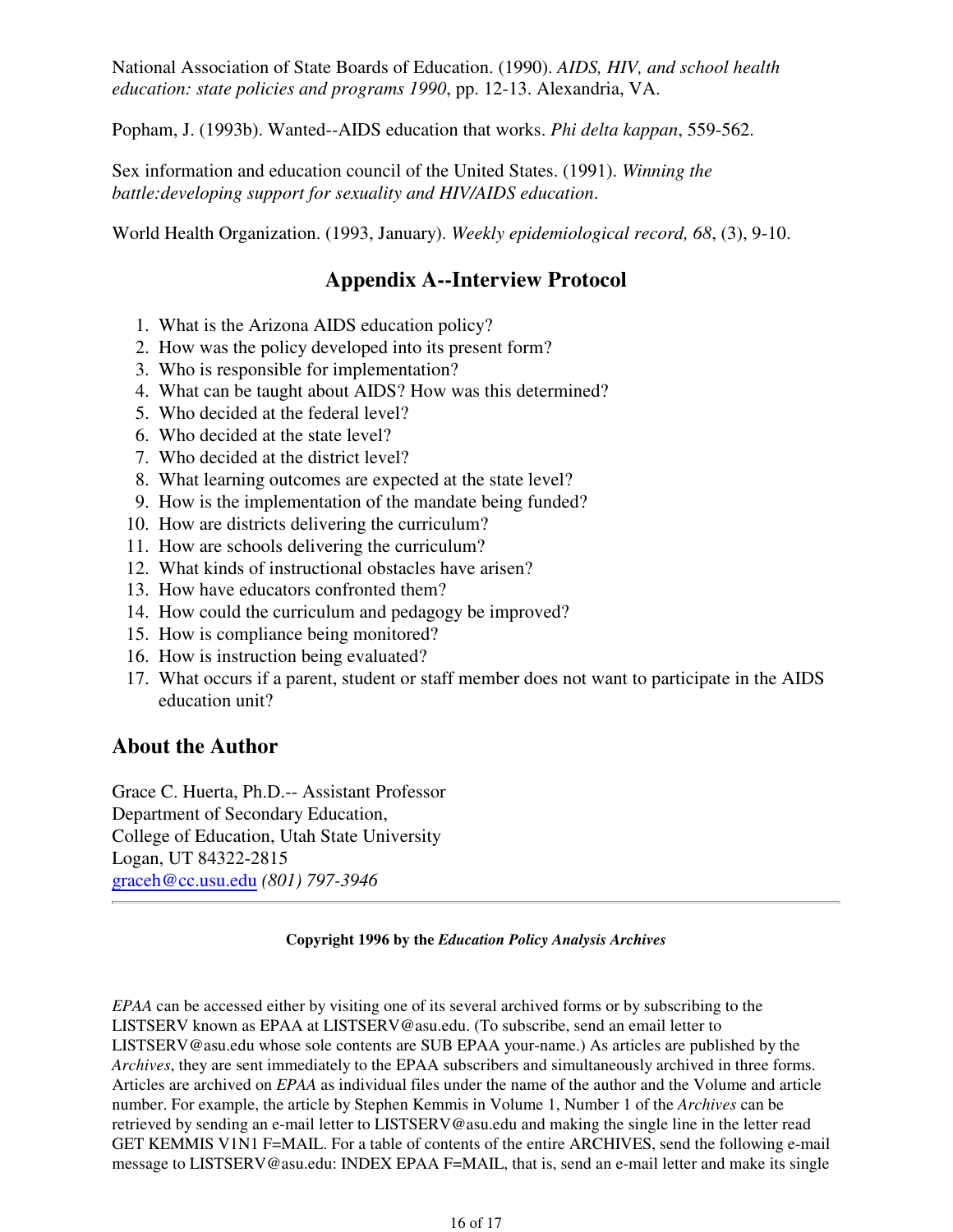National Association of State Boards of Education. (1990). *AIDS, HIV, and school health education: state policies and programs 1990*, pp. 12-13. Alexandria, VA.

Popham, J. (1993b). Wanted--AIDS education that works. *Phi delta kappan*, 559-562.

Sex information and education council of the United States. (1991). *Winning the battle:developing support for sexuality and HIV/AIDS education*.

World Health Organization. (1993, January). *Weekly epidemiological record, 68*, (3), 9-10.

## Appendix A--Interview Protocol

1. What is the Arizona AIDS education policy?
2. How was the policy developed into its present form?
3. Who is responsible for implementation?
4. What can be taught about AIDS? How was this determined?
5. Who decided at the federal level?
6. Who decided at the state level?
7. Who decided at the district level?
8. What learning outcomes are expected at the state level?
9. How is the implementation of the mandate being funded?
10. How are districts delivering the curriculum?
11. How are schools delivering the curriculum?
12. What kinds of instructional obstacles have arisen?
13. How have educators confronted them?
14. How could the curriculum and pedagogy be improved?
15. How is compliance being monitored?
16. How is instruction being evaluated?
17. What occurs if a parent, student or staff member does not want to participate in the AIDS education unit?

## About the Author

Grace C. Huerta, Ph.D.-- Assistant Professor
Department of Secondary Education,
College of Education, Utah State University
Logan, UT 84322-2815
graceh@cc.usu.edu *(801) 797-3946*

---

**Copyright 1996 by the *Education Policy Analysis Archives***

*EPAA* can be accessed either by visiting one of its several archived forms or by subscribing to the LISTSERV known as EPAA at LISTSERV@asu.edu. (To subscribe, send an email letter to LISTSERV@asu.edu whose sole contents are SUB EPAA your-name.) As articles are published by the *Archives*, they are sent immediately to the EPAA subscribers and simultaneously archived in three forms. Articles are archived on *EPAA* as individual files under the name of the author and the Volume and article number. For example, the article by Stephen Kemmis in Volume 1, Number 1 of the *Archives* can be retrieved by sending an e-mail letter to LISTSERV@asu.edu and making the single line in the letter read GET KEMMIS V1N1 F=MAIL. For a table of contents of the entire ARCHIVES, send the following e-mail message to LISTSERV@asu.edu: INDEX EPAA F=MAIL, that is, send an e-mail letter and make its single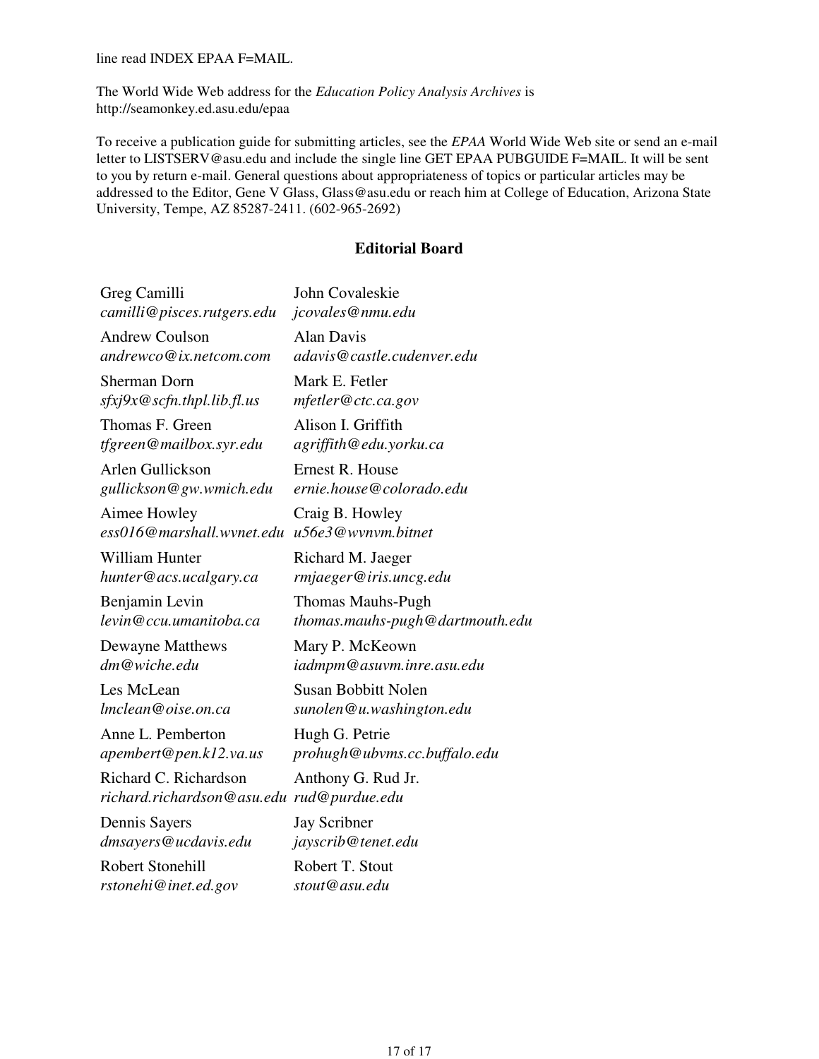line read INDEX EPAA F=MAIL.

The World Wide Web address for the *Education Policy Analysis Archives* is http://seamonkey.ed.asu.edu/epaa

To receive a publication guide for submitting articles, see the *EPAA* World Wide Web site or send an e-mail letter to LISTSERV@asu.edu and include the single line GET EPAA PUBGUIDE F=MAIL. It will be sent to you by return e-mail. General questions about appropriateness of topics or particular articles may be addressed to the Editor, Gene V Glass, Glass@asu.edu or reach him at College of Education, Arizona State University, Tempe, AZ 85287-2411. (602-965-2692)

## Editorial Board

| | |
|---|---|
| Greg Camilli<br>*camilli@pisces.rutgers.edu* | John Covaleskie<br>*jcovales@nmu.edu* |
| Andrew Coulson<br>*andrewco@ix.netcom.com* | Alan Davis<br>*adavis@castle.cudenver.edu* |
| Sherman Dorn<br>*sfxj9x@scfn.thpl.lib.fl.us* | Mark E. Fetler<br>*mfetler@ctc.ca.gov* |
| Thomas F. Green<br>*tfgreen@mailbox.syr.edu* | Alison I. Griffith<br>*agriffith@edu.yorku.ca* |
| Arlen Gullickson<br>*gullickson@gw.wmich.edu* | Ernest R. House<br>*ernie.house@colorado.edu* |
| Aimee Howley<br>*ess016@marshall.wvnet.edu* | Craig B. Howley<br>*u56e3@wvnvm.bitnet* |
| William Hunter<br>*hunter@acs.ucalgary.ca* | Richard M. Jaeger<br>*rmjaeger@iris.uncg.edu* |
| Benjamin Levin<br>*levin@ccu.umanitoba.ca* | Thomas Mauhs-Pugh<br>*thomas.mauhs-pugh@dartmouth.edu* |
| Dewayne Matthews<br>*dm@wiche.edu* | Mary P. McKeown<br>*iadmpm@asuvm.inre.asu.edu* |
| Les McLean<br>*lmclean@oise.on.ca* | Susan Bobbitt Nolen<br>*sunolen@u.washington.edu* |
| Anne L. Pemberton<br>*apembert@pen.k12.va.us* | Hugh G. Petrie<br>*prohugh@ubvms.cc.buffalo.edu* |
| Richard C. Richardson<br>*richard.richardson@asu.edu* | Anthony G. Rud Jr.<br>*rud@purdue.edu* |
| Dennis Sayers<br>*dmsayers@ucdavis.edu* | Jay Scribner<br>*jayscrib@tenet.edu* |
| Robert Stonehill<br>*rstonehi@inet.ed.gov* | Robert T. Stout<br>*stout@asu.edu* |